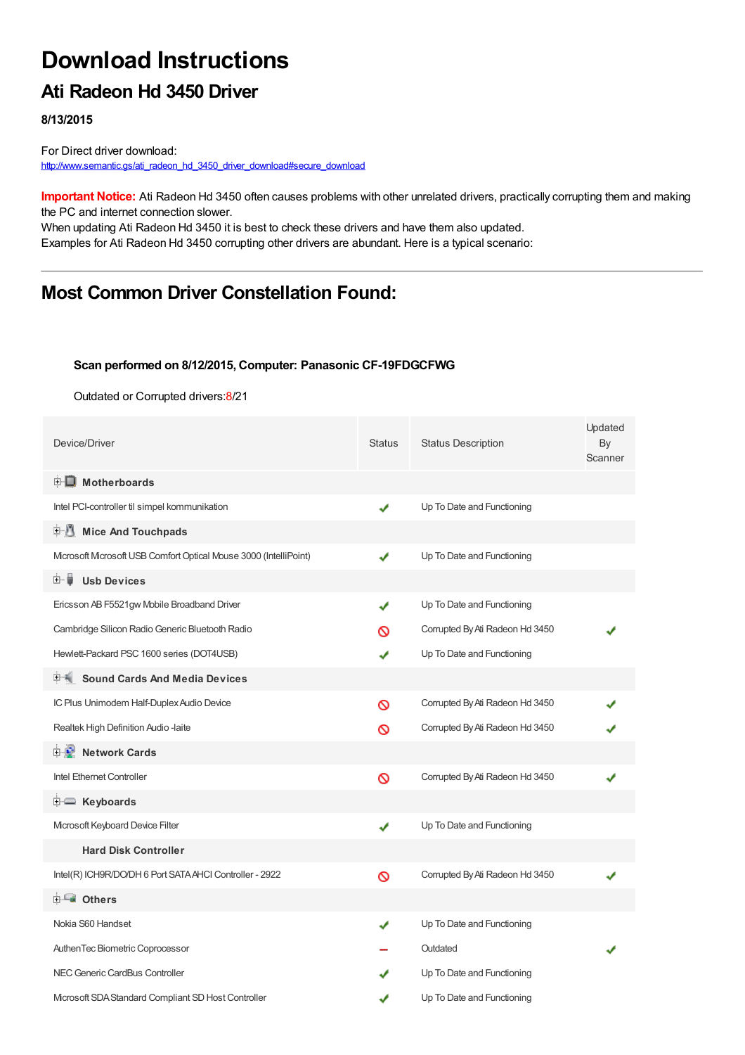# Download Instructions

## Ati Radeon Hd 3450 Driver

**8/13/2015**

For Direct driver download:
http://www.semantic.gs/ati_radeon_hd_3450_driver_download#secure_download

**Important Notice:** Ati Radeon Hd 3450 often causes problems with other unrelated drivers, practically corrupting them and making the PC and internet connection slower.
When updating Ati Radeon Hd 3450 it is best to check these drivers and have them also updated.
Examples for Ati Radeon Hd 3450 corrupting other drivers are abundant. Here is a typical scenario:

---

## Most Common Driver Constellation Found:

**Scan performed on 8/12/2015, Computer: Panasonic CF-19FDGCFWG**

Outdated or Corrupted drivers:8/21

| Device/Driver | Status | Status Description | Updated By Scanner |
|---|---|---|---|
| **Motherboards** | | | |
| Intel PCI-controller til simpel kommunikation | ✔ | Up To Date and Functioning | |
| **Mice And Touchpads** | | | |
| Microsoft Microsoft USB Comfort Optical Mouse 3000 (IntelliPoint) | ✔ | Up To Date and Functioning | |
| **Usb Devices** | | | |
| Ericsson AB F5521gw Mobile Broadband Driver | ✔ | Up To Date and Functioning | |
| Cambridge Silicon Radio Generic Bluetooth Radio | 🚫 | Corrupted By Ati Radeon Hd 3450 | ✔ |
| Hewlett-Packard PSC 1600 series (DOT4USB) | ✔ | Up To Date and Functioning | |
| **Sound Cards And Media Devices** | | | |
| IC Plus Unimodem Half-Duplex Audio Device | 🚫 | Corrupted By Ati Radeon Hd 3450 | ✔ |
| Realtek High Definition Audio -laite | 🚫 | Corrupted By Ati Radeon Hd 3450 | ✔ |
| **Network Cards** | | | |
| Intel Ethernet Controller | 🚫 | Corrupted By Ati Radeon Hd 3450 | ✔ |
| **Keyboards** | | | |
| Microsoft Keyboard Device Filter | ✔ | Up To Date and Functioning | |
| **Hard Disk Controller** | | | |
| Intel(R) ICH9R/DO/DH 6 Port SATA AHCI Controller - 2922 | 🚫 | Corrupted By Ati Radeon Hd 3450 | ✔ |
| **Others** | | | |
| Nokia S60 Handset | ✔ | Up To Date and Functioning | |
| AuthenTec Biometric Coprocessor | – | Outdated | ✔ |
| NEC Generic CardBus Controller | ✔ | Up To Date and Functioning | |
| Microsoft SDA Standard Compliant SD Host Controller | ✔ | Up To Date and Functioning | |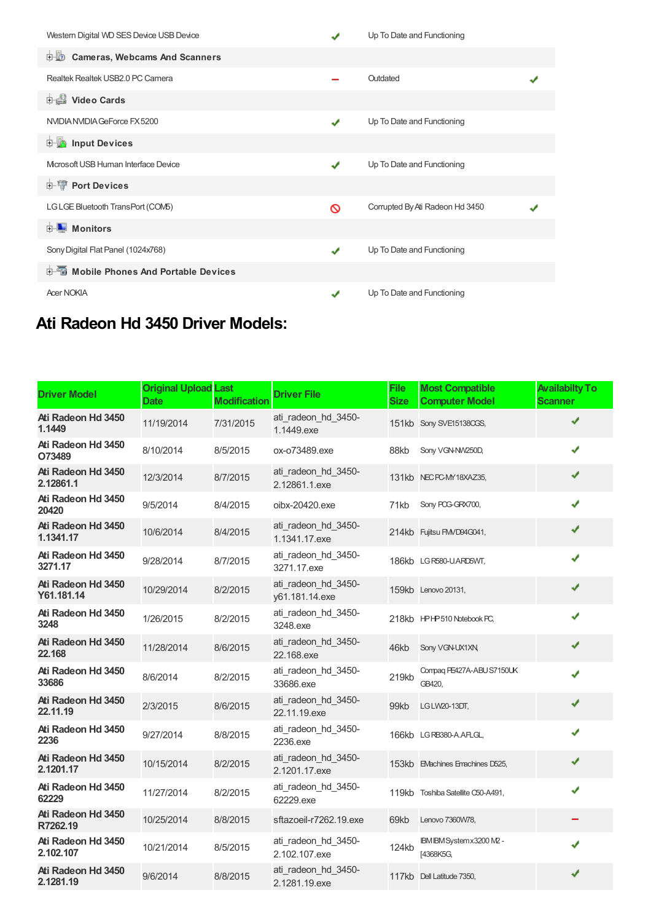| Western Digital WD SES Device USB Device | ✔ | Up To Date and Functioning | |
|---|---|---|---|
| **Cameras, Webcams And Scanners** | | | |
| Realtek Realtek USB2.0 PC Camera | – | Outdated | ✔ |
| **Video Cards** | | | |
| NVIDIA NVIDIA GeForce FX 5200 | ✔ | Up To Date and Functioning | |
| **Input Devices** | | | |
| Microsoft USB Human Interface Device | ✔ | Up To Date and Functioning | |
| **Port Devices** | | | |
| LG LGE Bluetooth TransPort (COM5) | ⊘ | Corrupted By Ati Radeon Hd 3450 | ✔ |
| **Monitors** | | | |
| Sony Digital Flat Panel (1024x768) | ✔ | Up To Date and Functioning | |
| **Mobile Phones And Portable Devices** | | | |
| Acer NOKIA | ✔ | Up To Date and Functioning | |

## Ati Radeon Hd 3450 Driver Models:

| Driver Model | Original Upload Date | Last Modification | Driver File | File Size | Most Compatible Computer Model | Availabilty To Scanner |
|---|---|---|---|---|---|---|
| **Ati Radeon Hd 3450 1.1449** | 11/19/2014 | 7/31/2015 | ati_radeon_hd_3450-1.1449.exe | 151kb | Sony SVE15138CGS, | ✔ |
| **Ati Radeon Hd 3450 O73489** | 8/10/2014 | 8/5/2015 | ox-o73489.exe | 88kb | Sony VGN-NW250D, | ✔ |
| **Ati Radeon Hd 3450 2.12861.1** | 12/3/2014 | 8/7/2015 | ati_radeon_hd_3450-2.12861.1.exe | 131kb | NEC PC-MY18XAZ35, | ✔ |
| **Ati Radeon Hd 3450 20420** | 9/5/2014 | 8/4/2015 | oibx-20420.exe | 71kb | Sony PCG-GRX700, | ✔ |
| **Ati Radeon Hd 3450 1.1341.17** | 10/6/2014 | 8/4/2015 | ati_radeon_hd_3450-1.1341.17.exe | 214kb | Fujitsu FMVD94G041, | ✔ |
| **Ati Radeon Hd 3450 3271.17** | 9/28/2014 | 8/7/2015 | ati_radeon_hd_3450-3271.17.exe | 186kb | LG R580-U.ARD5WT, | ✔ |
| **Ati Radeon Hd 3450 Y61.181.14** | 10/29/2014 | 8/2/2015 | ati_radeon_hd_3450-y61.181.14.exe | 159kb | Lenovo 20131, | ✔ |
| **Ati Radeon Hd 3450 3248** | 1/26/2015 | 8/2/2015 | ati_radeon_hd_3450-3248.exe | 218kb | HP HP 510 Notebook PC, | ✔ |
| **Ati Radeon Hd 3450 22.168** | 11/28/2014 | 8/6/2015 | ati_radeon_hd_3450-22.168.exe | 46kb | Sony VGN-UX1XN, | ✔ |
| **Ati Radeon Hd 3450 33686** | 8/6/2014 | 8/2/2015 | ati_radeon_hd_3450-33686.exe | 219kb | Compaq PE427A-ABU S7150UK GB420, | ✔ |
| **Ati Radeon Hd 3450 22.11.19** | 2/3/2015 | 8/6/2015 | ati_radeon_hd_3450-22.11.19.exe | 99kb | LG LW20-13DT, | ✔ |
| **Ati Radeon Hd 3450 2236** | 9/27/2014 | 8/8/2015 | ati_radeon_hd_3450-2236.exe | 166kb | LG RB380-A.AFLGL, | ✔ |
| **Ati Radeon Hd 3450 2.1201.17** | 10/15/2014 | 8/2/2015 | ati_radeon_hd_3450-2.1201.17.exe | 153kb | EMachines Emachines D525, | ✔ |
| **Ati Radeon Hd 3450 62229** | 11/27/2014 | 8/2/2015 | ati_radeon_hd_3450-62229.exe | 119kb | Toshiba Satellite C50-A491, | ✔ |
| **Ati Radeon Hd 3450 R7262.19** | 10/25/2014 | 8/8/2015 | sftazoeil-r7262.19.exe | 69kb | Lenovo 7360W78, | – |
| **Ati Radeon Hd 3450 2.102.107** | 10/21/2014 | 8/5/2015 | ati_radeon_hd_3450-2.102.107.exe | 124kb | IBM IBM System x3200 M2 -[4368K5G, | ✔ |
| **Ati Radeon Hd 3450 2.1281.19** | 9/6/2014 | 8/8/2015 | ati_radeon_hd_3450-2.1281.19.exe | 117kb | Dell Latitude 7350, | ✔ |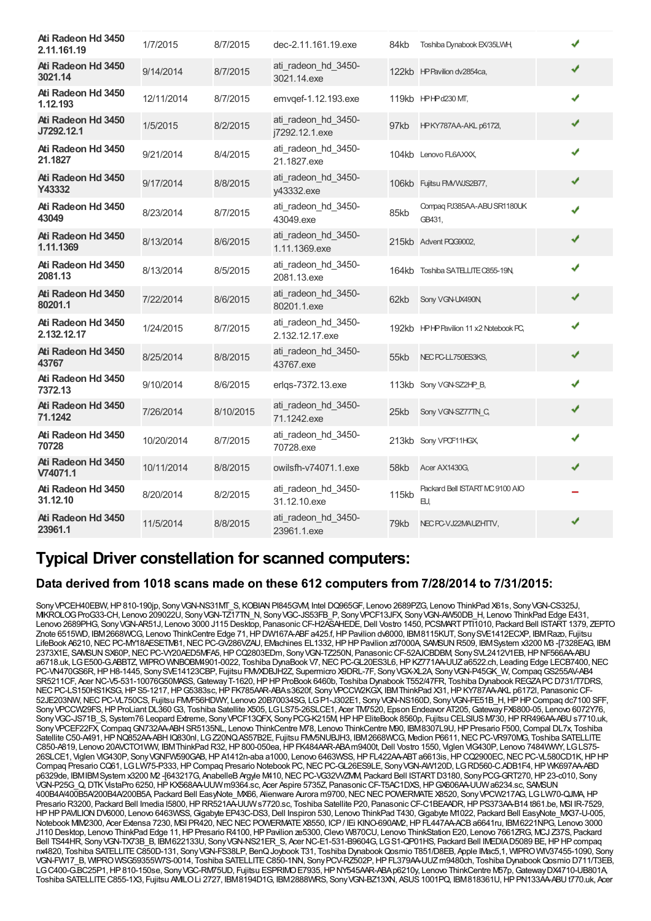| | | | | | | |
|---|---|---|---|---|---|---|
| **Ati Radeon Hd 3450 2.11.161.19** | 1/7/2015 | 8/7/2015 | dec-2.11.161.19.exe | 84kb | Toshiba Dynabook EX/35LWH, | ✔ |
| **Ati Radeon Hd 3450 3021.14** | 9/14/2014 | 8/7/2015 | ati_radeon_hd_3450-3021.14.exe | 122kb | HP Pavilion dv2854ca, | ✔ |
| **Ati Radeon Hd 3450 1.12.193** | 12/11/2014 | 8/7/2015 | emvqef-1.12.193.exe | 119kb | HP HP d230 MT, | ✔ |
| **Ati Radeon Hd 3450 J7292.12.1** | 1/5/2015 | 8/2/2015 | ati_radeon_hd_3450-j7292.12.1.exe | 97kb | HP KY787AA-AKL p6172l, | ✔ |
| **Ati Radeon Hd 3450 21.1827** | 9/21/2014 | 8/4/2015 | ati_radeon_hd_3450-21.1827.exe | 104kb | Lenovo FL6AXXX, | ✔ |
| **Ati Radeon Hd 3450 Y43332** | 9/17/2014 | 8/8/2015 | ati_radeon_hd_3450-y43332.exe | 106kb | Fujitsu FMVWJS2B77, | ✔ |
| **Ati Radeon Hd 3450 43049** | 8/23/2014 | 8/7/2015 | ati_radeon_hd_3450-43049.exe | 85kb | Compaq PJ385AA-ABU SR1180UK GB431, | ✔ |
| **Ati Radeon Hd 3450 1.11.1369** | 8/13/2014 | 8/6/2015 | ati_radeon_hd_3450-1.11.1369.exe | 215kb | Advent PQG9002, | ✔ |
| **Ati Radeon Hd 3450 2081.13** | 8/13/2014 | 8/5/2015 | ati_radeon_hd_3450-2081.13.exe | 164kb | Toshiba SATELLITE C855-19N, | ✔ |
| **Ati Radeon Hd 3450 80201.1** | 7/22/2014 | 8/6/2015 | ati_radeon_hd_3450-80201.1.exe | 62kb | Sony VGN-UX490N, | ✔ |
| **Ati Radeon Hd 3450 2.132.12.17** | 1/24/2015 | 8/7/2015 | ati_radeon_hd_3450-2.132.12.17.exe | 192kb | HP HP Pavilion 11 x2 Notebook PC, | ✔ |
| **Ati Radeon Hd 3450 43767** | 8/25/2014 | 8/8/2015 | ati_radeon_hd_3450-43767.exe | 55kb | NEC PC-LL750ES3KS, | ✔ |
| **Ati Radeon Hd 3450 7372.13** | 9/10/2014 | 8/6/2015 | erlqs-7372.13.exe | 113kb | Sony VGN-SZ2HP_B, | ✔ |
| **Ati Radeon Hd 3450 71.1242** | 7/26/2014 | 8/10/2015 | ati_radeon_hd_3450-71.1242.exe | 25kb | Sony VGN-SZ77TN_C, | ✔ |
| **Ati Radeon Hd 3450 70728** | 10/20/2014 | 8/7/2015 | ati_radeon_hd_3450-70728.exe | 213kb | Sony VPCF11HGX, | ✔ |
| **Ati Radeon Hd 3450 V74071.1** | 10/11/2014 | 8/8/2015 | owilsfh-v74071.1.exe | 58kb | Acer AX1430G, | ✔ |
| **Ati Radeon Hd 3450 31.12.10** | 8/20/2014 | 8/2/2015 | ati_radeon_hd_3450-31.12.10.exe | 115kb | Packard Bell ISTART MC 9100 AIO EU, | – |
| **Ati Radeon Hd 3450 23961.1** | 11/5/2014 | 8/8/2015 | ati_radeon_hd_3450-23961.1.exe | 79kb | NEC PC-VJ22MAUZHTTV, | ✔ |

## Typical Driver constellation for scanned computers:

### Data derived from 1018 scans made on these 612 computers from 7/28/2014 to 7/31/2015:

Sony VPCEH40EBW, HP 810-190jp, Sony VGN-NS31MT_S, KOBIAN PI845GVM, Intel DQ965GF, Lenovo 2689PZG, Lenovo ThinkPad X61s, Sony VGN-CS325J, MIKROLOG ProG33-CH, Lenovo 209022U, Sony VGN-TZ17TN_N, Sony VGC-JS53FB_P, Sony VPCF13JFX, Sony VGN-AW50DB_H, Lenovo ThinkPad Edge E431, Lenovo 2689PHG, Sony VGN-AR51J, Lenovo 3000 J115 Desktop, Panasonic CF-H2ASAHEDE, Dell Vostro 1450, PCSMART PTI1010, Packard Bell ISTART 1379, ZEPTO Znote 6515WD, IBM 2668WCG, Lenovo ThinkCentre Edge 71, HP DW167A-ABF a425.f, HP Pavilion dv8000, IBM 8115KUT, Sony SVE1412ECXP, IBM Razo, Fujitsu LifeBook A6210, NEC PC-MY18AESETM81, NEC PC-GV286VZAU, EMachines EL1332, HP HP Pavilion zd7000A, SAMSUN R509, IBM System x3200 M3 -[7328EAG, IBM 2373X1E, SAMSUN SX60P, NEC PC-VY20AED5MFA5, HP CQ2803EDm, Sony VGN-TZ250N, Panasonic CF-52AJCBDBM, Sony SVL2412V1EB, HP NF566AA-ABU a6718.uk, LG E500-G.ABBTZ, WIPRO WNBOBM4901-0022, Toshiba DynaBook V7, NEC PC-GL20ES3L6, HP KZ771AA-UUZ a6522.ch, Leading Edge LECB7400, NEC PC-VN470GS6R, HP H8-1445, Sony SVE14123CBP, Fujitsu FMVXDBJH2Z, Supermicro X9DRL-7F, Sony VGX-XL2A, Sony VGN-P45GK_W, Compaq GS255AV-AB4 SR5211CF, Acer NC-V5-531-10076G50MASS, Gateway T-1620, HP HP ProBook 6460b, Toshiba Dynabook T552/47FR, Toshiba Dynabook REGZA PC D731/T7DRS, NEC PC-LS150HS1KSG, HP S5-1217, HP G5383sc, HP FK785AAR-ABA s3620f, Sony VPCCW2KGX, IBM ThinkPad X31, HP KY787AA-AKL p6172l, Panasonic CF-52JE203NW, NEC PC-VL750CS, Fujitsu FMVF56HDWY, Lenovo 20B70034SG, LG P1-J302E1, Sony VGN-NS160D, Sony VGN-FE51B_H, HP HP Compaq dc7100 SFF, Sony VPCCW29FS, HP ProLiant DL360 G3, Toshiba Satellite X505, LG LS75-26SLCE1, Acer TM7520, Epson Endeavor AT205, Gateway FX6800-05, Lenovo 6072Y76, Sony VGC-JS71B_S, System76 Leopard Extreme, Sony VPCF13QFX, Sony PCG-K215M, HP HP EliteBook 8560p, Fujitsu CELSIUS M730, HP RR496AA-ABU s7710.uk, Sony VPCEF22FX, Compaq GN732AA-ABH SR5135NL, Lenovo ThinkCentre M78, Lenovo ThinkCentre M90, IBM 8307L9U, HP Presario F500, Compal DL7x, Toshiba Satellite C50-A491, HP NQ852AA-ABH IQ830nl, LG Z20NQ.AS57B2E, Fujitsu FMVSNUBJH3, IBM 2668WCG, Medion P6611, NEC PC-VR970MG, Toshiba SATELLITE C850-A819, Lenovo 20AVCTO1WW, IBM ThinkPad R32, HP 800-050ea, HP FK484AAR-ABA m9400t, Dell Vostro 1550, Viglen VIG430P, Lenovo 7484WWY, LG LS75-26SLCE1, Viglen VIG430P, Sony VGNFW590GAB, HP A1412n-aba a1000, Lenovo 6463WSS, HP FL422AA-ABT a6613is, HP CQ2900EC, NEC PC-VL580CD1K, HP HP Compaq Presario CQ61, LG LW75-P333, HP Compaq Presario Notebook PC, NEC PC-GL26ES9LE, Sony VGN-AW120D, LG RD560-C.ADB1F4, HP WK697AA-ABD p6329de, IBM IBM System x3200 M2 -[643217G, AnabelleB Argyle M410, NEC PC-VG32VVZMM, Packard Bell ISTART D3180, Sony PCG-GRT270, HP 23-c010, Sony VGN-P25G_Q, DTK VistaPro 6250, HP KX568AA-UUW m9364.sc, Acer Aspire 5735Z, Panasonic CF-T5AC1DXS, HP GX606AA-UUW a6234.sc, SAMSUN 400B4A/400B5A/200B4A/200B5A, Packard Bell EasyNote_MX66, Alienware Aurora m9700, NEC NEC POWERMATE X8520, Sony VPCW217AG, LG LW70-QJMA, HP Presario R3200, Packard Bell Imedia I5800, HP RR521AA-UUW s7720.sc, Toshiba Satellite P20, Panasonic CF-C1BEAADR, HP PS373AA-B14 t861.be, MSI IR-7529, HP HP PAVILION DV6000, Lenovo 6463WSS, Gigabyte EP43C-DS3, Dell Inspiron 530, Lenovo ThinkPad T430, Gigabyte M1022, Packard Bell EasyNote_MX37-U-005, Notebook MIM2300, Acer Extensa 7230, MSI PR420, NEC NEC POWERMATE X8550, ICP / IEi KINO-690AM2, HP FL447AA-ACB a6641ru, IBM 6221NPG, Lenovo 3000 J110 Desktop, Lenovo ThinkPad Edge 11, HP Presario R4100, HP Pavilion ze5300, Clevo W870CU, Lenovo ThinkStation E20, Lenovo 7661ZRG, MCJ Z37S, Packard Bell TS44HR, Sony VGN-TX73B_B, IBM 622133U, Sony VGN-NS21ER_S, Acer NC-E1-531-B9604G, LG S1-QP01HS, Packard Bell IMEDIA D5089 BE, HP HP compaq nx4820, Toshiba SATELLITE C850D-131, Sony VGN-FS38LP, BenQ Joybook T31, Toshiba Dynabook Qosmio T851/D8EB, Apple IMac5,1, WIPRO WIV37455-1090, Sony VGN-FW17_B, WIPRO WSG59355W7S-0014, Toshiba SATELLITE C850-1NN, Sony PCV-RZ502P, HP FL379AA-UUZ m9480ch, Toshiba Dynabook Qosmio D711/T3EB, LG C400-G.BC25P1, HP 810-150se, Sony VGC-RM75UD, Fujitsu ESPRIMO E7935, HP NY545AAR-ABA p6210y, Lenovo ThinkCentre M57p, Gateway DX4710-UB801A, Toshiba SATELLITE C855-1X3, Fujitsu AMILO Li 2727, IBM 8194D1G, IBM 2888WRS, Sony VGN-BZ13XN, ASUS 1001PQ, IBM 818361U, HP PN133AA-ABU t770.uk, Acer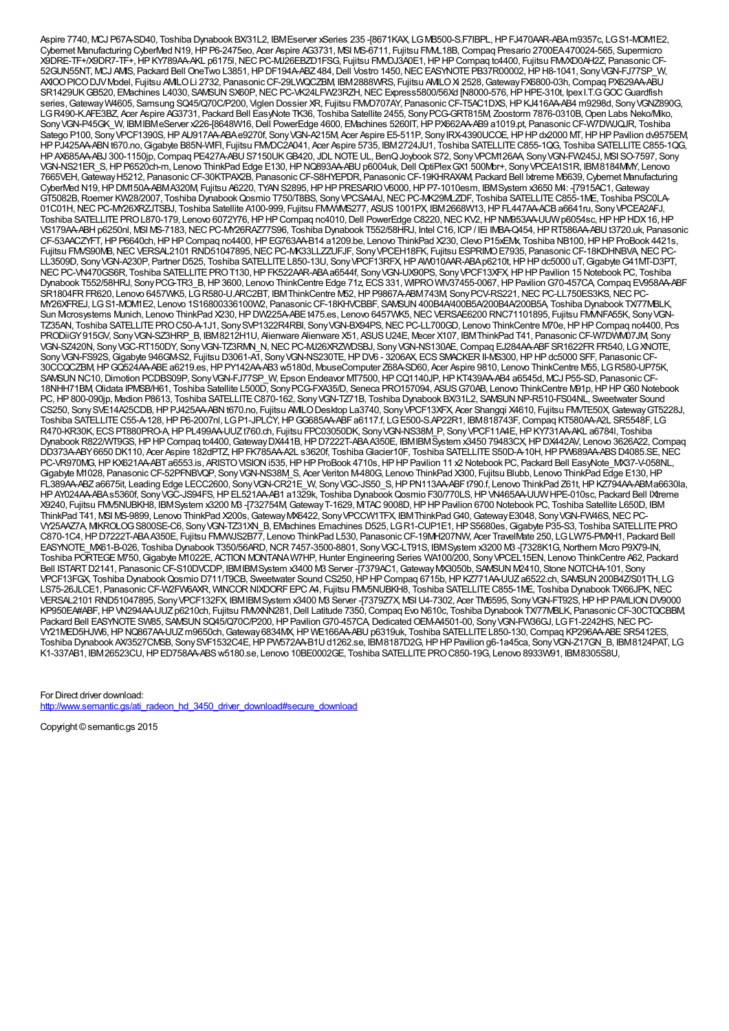Aspire 7740, MCJ P67A-SD40, Toshiba Dynabook BX/31L2, IBM Eserver xSeries 235 -[8671KAX, LG MB500-S.F7IBPL, HP FJ470AAR-ABA m9357c, LG S1-MOM1E2, Cybernet Manufacturing CyberMed N19, HP P6-2475eo, Acer Aspire AG3731, MSI MS-6711, Fujitsu FMXL18B, Compaq Presario 2700EA 470024-565, Supermicro X9DRE-TF+/X9DR7-TF+, HP KY789AA-AKL p6175l, NEC PC-MJ26EBZD1FSG, Fujitsu FMVDJ3A0E1, HP HP Compaq tc4400, Fujitsu FMVXD0AH2Z, Panasonic CF-52GUN55NT, MCJ AMS, Packard Bell OneTwo L3851, HP DF194A-ABZ 484, Dell Vostro 1450, NEC EASYNOTE PB37R00002, HP H8-1041, Sony VGN-FJ77SP_W, AXIOO PICO DJV Model, Fujitsu AMILO Li 2732, Panasonic CF-29LWQCZBM, IBM 2888WRS, Fujitsu AMILO Xi 2528, Gateway FX6800-03h, Compaq PX629AA-ABU SR1429UK GB520, EMachines L4030, SAMSUN SX60P, NEC PC-VK24LFW23RZH, NEC Express5800/56Xd [N8000-576, HP HPE-310t, Ipex I.T.G GOC Guardfish series, Gateway W4605, Samsung SQ45/Q70C/P200, Viglen Dossier XR, Fujitsu FMVD707AY, Panasonic CF-T5AC1DXS, HP KJ416AA-AB4 m9298d, Sony VGNZ890G, LG R490-K.AFE3BZ, Acer Aspire AG3731, Packard Bell EasyNote TK36, Toshiba Satellite 2455, Sony PCG-GRT815M, Zoostorm 7876-0310B, Open Labs Neko/Miko, Sony VGN-P45GK_W, IBM IBM eServer x226-[8648W16, Dell PowerEdge 4600, EMachines 5260IT, HP PX662AA-AB9 a1019.pt, Panasonic CF-W7DWJQJR, Toshiba Satego P100, Sony VPCF1390S, HP AU917AA-ABA e9270f, Sony VGN-A215M, Acer Aspire E5-511P, Sony IRX-4390UCOE, HP HP dx2000 MT, HP HP Pavilion dv9575EM, HP PJ425AA-ABN t670.no, Gigabyte B85N-WIFI, Fujitsu FMVDC2A041, Acer Aspire 5735, IBM 2724JU1, Toshiba SATELLITE C855-1QG, Toshiba SATELLITE C855-1QG, HP AX685AA-ABJ 300-1150jp, Compaq PE427A-ABU S7150UK GB420, JDL NOTE UL, BenQ Joybook S72, Sony VPCM126AA, Sony VGN-FW245J, MSI SO-7597, Sony VGN-NS21ER_S, HP P6520ch-m, Lenovo ThinkPad Edge E130, HP NQ893AA-ABU p6004uk, Dell OptiPlex GX1 500Mbr+, Sony VPCEA1S1R, IBM 8184MMY, Lenovo 7665VEH, Gateway H5212, Panasonic CF-30KTPAX2B, Panasonic CF-S8HYEPDR, Panasonic CF-19KHRAXAM, Packard Bell Ixtreme M6639, Cybernet Manufacturing CyberMed N19, HP DM150A-ABM A320M, Fujitsu A6220, TYAN S2895, HP HP PRESARIO V6000, HP P7-1010esm, IBM System x3650 M4: -[7915AC1, Gateway GT5082B, Roemer KW28/2007, Toshiba Dynabook Qosmio T750/T8BS, Sony VPCSA4AJ, NEC PC-MK29MLZDF, Toshiba SATELLITE C855-1ME, Toshiba PSC0LA-01C01H, NEC PC-MY26XRZJTSBJ, Toshiba Satellite A100-999, Fujitsu FMVWMS277, ASUS 1001PX, IBM 2668W13, HP FL447AA-ACB a6641ru, Sony VPCEA2AFJ, Toshiba SATELLITE PRO L870-179, Lenovo 6072Y76, HP HP Compaq nc4010, Dell PowerEdge C8220, NEC KV2, HP NM953AA-UUW p6054sc, HP HP HDX16, HP VS179AA-ABH p6250nl, MSI MS-7183, NEC PC-MY26RAZ77S96, Toshiba Dynabook T552/58HRJ, Intel C16, ICP / IEi IMBA-Q454, HP RT586AA-ABU t3720.uk, Panasonic CF-53AACZYFT, HP P6640ch, HP HP Compaq nc4400, HP EG763AA-B14 a1209.be, Lenovo ThinkPad X230, Clevo P15xEMx, Toshiba NB100, HP HP ProBook 4421s, Fujitsu FMVS90MB, NEC VERSAL2101 RND51047895, NEC PC-MK33LLZZUFJF, Sony VPCEH18FK, Fujitsu ESPRIMO E7935, Panasonic CF-18KDHNBVA, NEC PC-LL3509D, Sony VGN-A230P, Partner D525, Toshiba SATELLITE L850-13U, Sony VPCF13RFX, HP AW010AAR-ABA p6210t, HP HP dc5000 uT, Gigabyte G41MT-D3PT, NEC PC-VN470GS6R, Toshiba SATELLITE PRO T130, HP FK522AAR-ABA a6544f, Sony VGN-UX90PS, Sony VPCF13XFX, HP HP Pavilion 15 Notebook PC, Toshiba Dynabook T552/58HRJ, Sony PCG-TR3_B, HP 3600, Lenovo ThinkCentre Edge 71z, ECS 331, WIPRO WIV37455-0067, HP Pavilion G70-457CA, Compaq EV958AA-ABF SR1804FR FR620, Lenovo 6457WK5, LG R580-U.ARC2BT, IBM ThinkCentre M52, HP P9867A-ABM 743M, Sony PCV-RS221, NEC PC-LL750ES3KS, NEC PC-MY26XFREJ, LG S1-MOM1E2, Lenovo 1S16800336100W2, Panasonic CF-18KHVCBBF, SAMSUN 400B4A/400B5A/200B4A/200B5A, Toshiba Dynabook TX/77MBLK, Sun Microsystems Munich, Lenovo ThinkPad X230, HP DW225A-ABE t475.es, Lenovo 6457WK5, NEC VERSAE6200 RNC71101895, Fujitsu FMVNFA55K, Sony VGN-TZ35AN, Toshiba SATELLITE PRO C50-A-1J1, Sony SVP1322R4RBI, Sony VGN-BX94PS, NEC PC-LL700GD, Lenovo ThinkCentre M70e, HP HP Compaq nc4400, Pcs PRODiiGY 915GV, Sony VGN-SZ3HRP_B, IBM 8212H1U, Alienware Alienware X51, ASUS U24E, Mecer X107, IBM ThinkPad T41, Panasonic CF-W7DWM07JM, Sony VGN-SZ420N, Sony VGC-RT150DY, Sony VGN-TZ3RMN_N, NEC PC-MJ26XRZWDSBJ, Sony VGN-NS130AE, Compaq EJ284AA-ABF SR1622FR FR540, LG XNOTE, Sony VGN-FS92S, Gigabyte 946GM-S2, Fujitsu D3061-A1, Sony VGN-NS230TE, HP DV6 - 3206AX, ECS SMACKER II-MS300, HP HP dc5000 SFF, Panasonic CF-30CCQCZBM, HP GQ524AA-ABE a6219.es, HP PY142AA-AB3 w5180d, MouseComputer Z68A-SD60, Acer Aspire 9810, Lenovo ThinkCentre M55, LG R580-UP75K, SAMSUN NC10, Dimotion PCDBS09P, Sony VGN-FJ77SP_W, Epson Endeavor MT7500, HP CQ1140JP, HP KT439AA-AB4 a6545d, MCJ P55-SD, Panasonic CF-18NHH71BM, Olidata IPMSB/H61, Toshiba Satellite L500D, Sony PCG-FXA35/D, Seneca PRO157094, ASUS G70AB, Lenovo ThinkCentre M91p, HP HP G60 Notebook PC, HP 800-090jp, Medion P8613, Toshiba SATELLITE C870-162, Sony VGN-TZ71B, Toshiba Dynabook BX/31L2, SAMSUN NP-R510-FS04NL, Sweetwater Sound CS250, Sony SVE14A25CDB, HP PJ425AA-ABN t670.no, Fujitsu AMILO Desktop La3740, Sony VPCF13XFX, Acer Shangqi X4610, Fujitsu FMVTE50X, Gateway GT5228J, Toshiba SATELLITE C55-A-128, HP P6-2007nl, LG P1-JPLCY, HP GG685AA-ABF a6117.f, LG E500-S.AP22R1, IBM 818743F, Compaq KT580AA-A2L SR5548F, LG R470-KR30K, ECS PT880PRO-A, HP PL499AA-UUZ t760.ch, Fujitsu FPC03050DK, Sony VGN-NS38M_P, Sony VPCF11A4E, HP KY731AA-AKL a6784l, Toshiba Dynabook R822/WT9GS, HP HP Compaq tc4400, Gateway DX441B, HP D7222T-ABA A350E, IBM IBM System x3450 79483CX, HP DX442AV, Lenovo 3626A22, Compaq DD373A-ABY 6650 DK110, Acer Aspire 182dPTZ, HP FK785AA-A2L s3620f, Toshiba Glacier10F, Toshiba SATELLITE S50D-A-10H, HP PW689AA-ABS D4085.SE, NEC PC-VR970MG, HP KX621AA-ABT a6553.is, ARISTO VISION i535, HP HP ProBook 4710s, HP HP Pavilion 11 x2 Notebook PC, Packard Bell EasyNote_MX37-V-058NL, Gigabyte M1028, Panasonic CF-52PFNBVQP, Sony VGN-NS38M_S, Acer Veriton M480G, Lenovo ThinkPad X300, Fujitsu Blubb, Lenovo ThinkPad Edge E130, HP FL389AA-ABZ a6675it, Leading Edge LECC2600, Sony VGN-CR21E_W, Sony VGC-JS50_S, HP PN113AA-ABF t790.f, Lenovo ThinkPad Z61t, HP KZ794AA-ABM a6630la, HP AY024AA-ABA s5360f, Sony VGC-JS94FS, HP EL521AA-AB1 a1329k, Toshiba Dynabook Qosmio F30/770LS, HP VN465AA-UUW HPE-010sc, Packard Bell IXtreme X9240, Fujitsu FMV5NUBKH8, IBM System x3200 M3 -[732754M, Gateway T-1629, MITAC 9008D, HP HP Pavilion 6700 Notebook PC, Toshiba Satellite L650D, IBM ThinkPad T41, MSI MS-9899, Lenovo ThinkPad X200s, Gateway MX6422, Sony VPCCW1TFX, IBM ThinkPad G40, Gateway E3048, Sony VGN-FW46S, NEC PC-VY25AAZ7A, MIKROLOG S800SE-C6, Sony VGN-TZ31XN_B, EMachines Emachines D525, LG R1-CUP1E1, HP S5680es, Gigabyte P35-S3, Toshiba SATELLITE PRO C870-1C4, HP D7222T-ABA A350E, Fujitsu FMVWJS2B77, Lenovo ThinkPad L530, Panasonic CF-19MH207NW, Acer TravelMate 250, LG LW75-PMXH1, Packard Bell EASYNOTE_MX61-B-026, Toshiba Dynabook T350/56ARD, NCR 7457-3500-8801, Sony VGC-LT91S, IBM System x3200 M3 -[7328K1G, Northern Micro P9X79-IN, Toshiba PORTEGE M750, Gigabyte M1022E, ACTION MONTANA W7HP, Hunter Engineering Series WA100/200, Sony VPCEL15EN, Lenovo ThinkCentre A62, Packard Bell ISTART D2141, Panasonic CF-S10DVCDP, IBM IBM System x3400 M3 Server -[7379AC1, Gateway MX3050b, SAMSUN M2410, Stone NOTCHA-101, Sony VPCF13FGX, Toshiba Dynabook Qosmio D711/T9CB, Sweetwater Sound CS250, HP HP Compaq 6715b, HP KZ771AA-UUZ a6522.ch, SAMSUN 200B4Z/S01TH, LG LS75-26JLCE1, Panasonic CF-W2FW6AXR, WINCOR NIXDORF EPC A4, Fujitsu FMV5NUBKH8, Toshiba SATELLITE C855-1ME, Toshiba Dynabook TX/66JPK, NEC VERSAL2101 RND51047895, Sony VPCF132FX, IBM IBM System x3400 M3 Server -[7379Z7X, MSI U4-7302, Acer TM6595, Sony VGN-FT92S, HP HP PAVILION DV9000 KP950EA#ABF, HP VN294AA-UUZ p6210ch, Fujitsu FMVXNN281, Dell Latitude 7350, Compaq Evo N610c, Toshiba Dynabook TX/77MBLK, Panasonic CF-30CTQCBBM, Packard Bell EASYNOTE SW85, SAMSUN SQ45/Q70C/P200, HP Pavilion G70-457CA, Dedicated OEM-A4501-00, Sony VGN-FW36GJ, LG F1-2242HS, NEC PC-VY21MED5HJW6, HP NQ867AA-UUZ m9650ch, Gateway 6834MX, HP WE166AA-ABU p6319uk, Toshiba SATELLITE L850-130, Compaq KP296AA-ABE SR5412ES, Toshiba Dynabook AX/3527CMSB, Sony SVF1532C4E, HP PW572AA-B1U d1262.se, IBM 8187D2G, HP HP Pavilion g6-1a45ca, Sony VGN-Z17GN_B, IBM 8124PAT, LG K1-337AB1, IBM 26523CU, HP ED758AA-ABS w5180.se, Lenovo 10BE0002GE, Toshiba SATELLITE PRO C850-19G, Lenovo 8933W91, IBM 8305S8U,

For Direct driver download:
[http://www.semantic.gs/ati_radeon_hd_3450_driver_download#secure_download](http://www.semantic.gs/ati_radeon_hd_3450_driver_download#secure_download)

Copyright © semantic.gs 2015